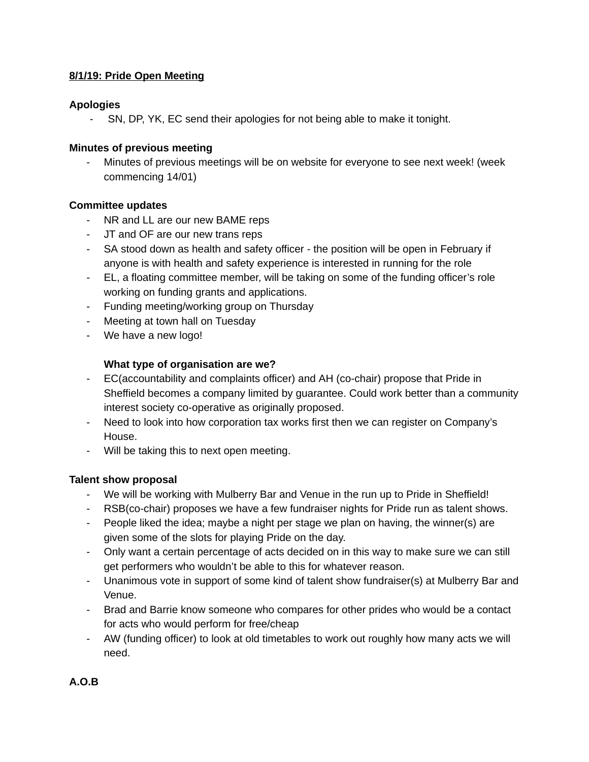**8/1/19: Pride Open Meeting**

**Apologies**

- SN, DP, YK, EC send their apologies for not being able to make it tonight.

**Minutes of previous meeting**

- Minutes of previous meetings will be on website for everyone to see next week! (week commencing 14/01)

**Committee updates**

- NR and LL are our new BAME reps
- JT and OF are our new trans reps
- SA stood down as health and safety officer - the position will be open in February if anyone is with health and safety experience is interested in running for the role
- EL, a floating committee member, will be taking on some of the funding officer's role working on funding grants and applications.
- Funding meeting/working group on Thursday
- Meeting at town hall on Tuesday
- We have a new logo!

**What type of organisation are we?**

- EC(accountability and complaints officer) and AH (co-chair) propose that Pride in Sheffield becomes a company limited by guarantee. Could work better than a community interest society co-operative as originally proposed.
- Need to look into how corporation tax works first then we can register on Company's House.
- Will be taking this to next open meeting.

**Talent show proposal**

- We will be working with Mulberry Bar and Venue in the run up to Pride in Sheffield!
- RSB(co-chair) proposes we have a few fundraiser nights for Pride run as talent shows.
- People liked the idea; maybe a night per stage we plan on having, the winner(s) are given some of the slots for playing Pride on the day.
- Only want a certain percentage of acts decided on in this way to make sure we can still get performers who wouldn't be able to this for whatever reason.
- Unanimous vote in support of some kind of talent show fundraiser(s) at Mulberry Bar and Venue.
- Brad and Barrie know someone who compares for other prides who would be a contact for acts who would perform for free/cheap
- AW (funding officer) to look at old timetables to work out roughly how many acts we will need.

**A.O.B**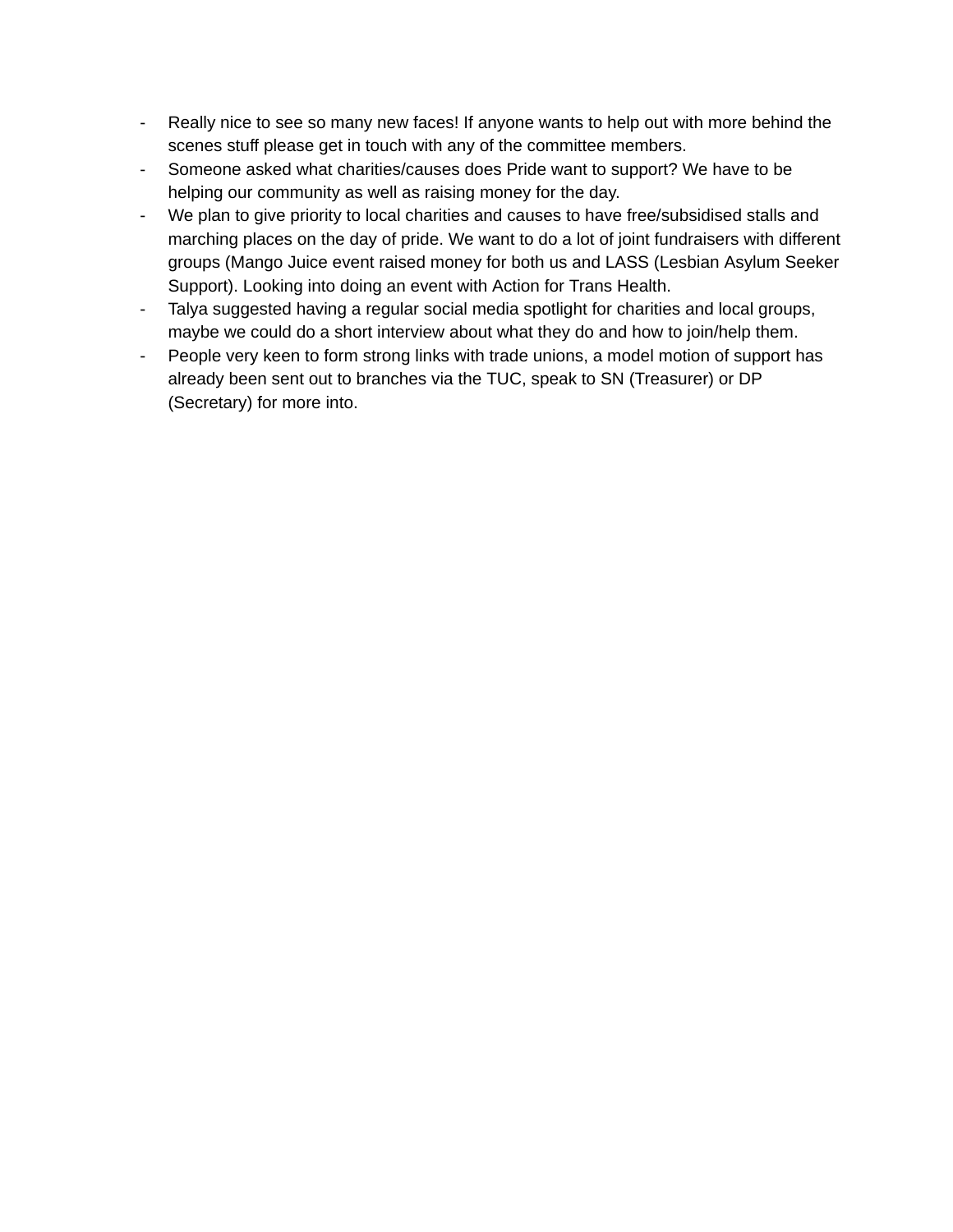- Really nice to see so many new faces! If anyone wants to help out with more behind the scenes stuff please get in touch with any of the committee members.
- Someone asked what charities/causes does Pride want to support? We have to be helping our community as well as raising money for the day.
- We plan to give priority to local charities and causes to have free/subsidised stalls and marching places on the day of pride. We want to do a lot of joint fundraisers with different groups (Mango Juice event raised money for both us and LASS (Lesbian Asylum Seeker Support). Looking into doing an event with Action for Trans Health.
- Talya suggested having a regular social media spotlight for charities and local groups, maybe we could do a short interview about what they do and how to join/help them.
- People very keen to form strong links with trade unions, a model motion of support has already been sent out to branches via the TUC, speak to SN (Treasurer) or DP (Secretary) for more into.